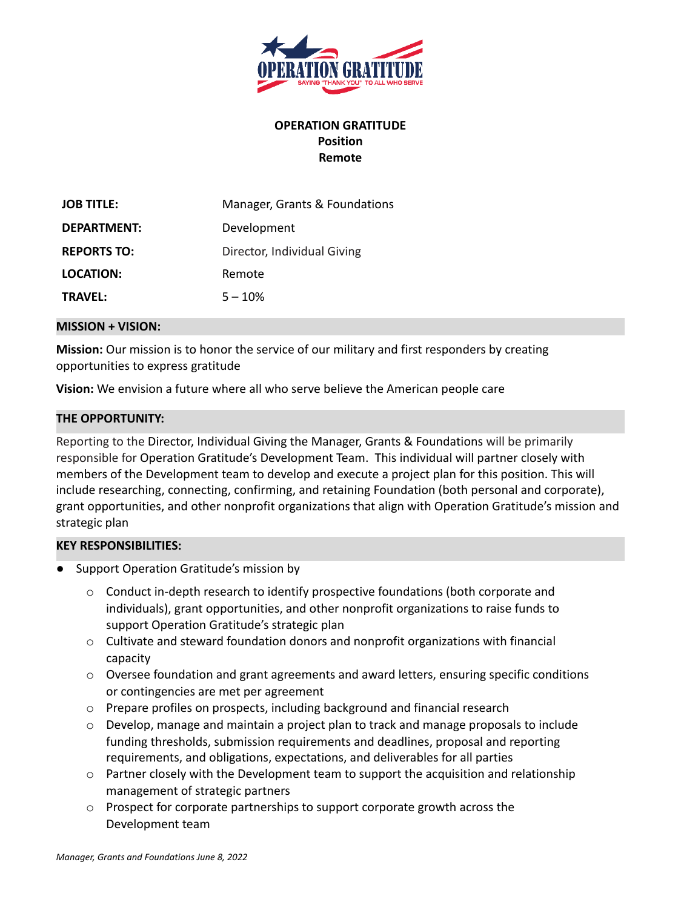**OPERATION GRATITUDE**
**Position**
**Remote**

| | |
|---|---|
| **JOB TITLE:** | Manager, Grants & Foundations |
| **DEPARTMENT:** | Development |
| **REPORTS TO:** | Director, Individual Giving |
| **LOCATION:** | Remote |
| **TRAVEL:** | 5 – 10% |

## MISSION + VISION:

**Mission:** Our mission is to honor the service of our military and first responders by creating opportunities to express gratitude

**Vision:** We envision a future where all who serve believe the American people care

## THE OPPORTUNITY:

Reporting to the Director, Individual Giving the Manager, Grants & Foundations will be primarily responsible for Operation Gratitude's Development Team. This individual will partner closely with members of the Development team to develop and execute a project plan for this position. This will include researching, connecting, confirming, and retaining Foundation (both personal and corporate), grant opportunities, and other nonprofit organizations that align with Operation Gratitude's mission and strategic plan

## KEY RESPONSIBILITIES:

- Support Operation Gratitude's mission by
  - Conduct in-depth research to identify prospective foundations (both corporate and individuals), grant opportunities, and other nonprofit organizations to raise funds to support Operation Gratitude's strategic plan
  - Cultivate and steward foundation donors and nonprofit organizations with financial capacity
  - Oversee foundation and grant agreements and award letters, ensuring specific conditions or contingencies are met per agreement
  - Prepare profiles on prospects, including background and financial research
  - Develop, manage and maintain a project plan to track and manage proposals to include funding thresholds, submission requirements and deadlines, proposal and reporting requirements, and obligations, expectations, and deliverables for all parties
  - Partner closely with the Development team to support the acquisition and relationship management of strategic partners
  - Prospect for corporate partnerships to support corporate growth across the Development team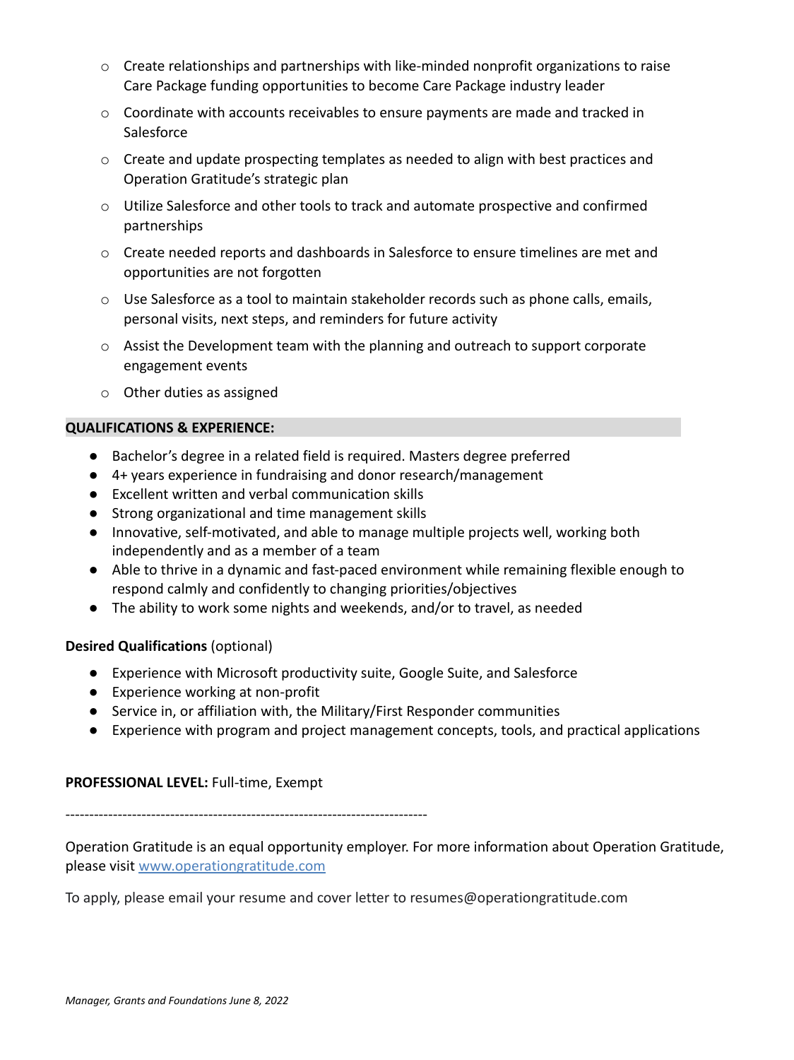- Create relationships and partnerships with like-minded nonprofit organizations to raise Care Package funding opportunities to become Care Package industry leader
- Coordinate with accounts receivables to ensure payments are made and tracked in Salesforce
- Create and update prospecting templates as needed to align with best practices and Operation Gratitude's strategic plan
- Utilize Salesforce and other tools to track and automate prospective and confirmed partnerships
- Create needed reports and dashboards in Salesforce to ensure timelines are met and opportunities are not forgotten
- Use Salesforce as a tool to maintain stakeholder records such as phone calls, emails, personal visits, next steps, and reminders for future activity
- Assist the Development team with the planning and outreach to support corporate engagement events
- Other duties as assigned

**QUALIFICATIONS & EXPERIENCE:**

- Bachelor's degree in a related field is required. Masters degree preferred
- 4+ years experience in fundraising and donor research/management
- Excellent written and verbal communication skills
- Strong organizational and time management skills
- Innovative, self-motivated, and able to manage multiple projects well, working both independently and as a member of a team
- Able to thrive in a dynamic and fast-paced environment while remaining flexible enough to respond calmly and confidently to changing priorities/objectives
- The ability to work some nights and weekends, and/or to travel, as needed

**Desired Qualifications** (optional)

- Experience with Microsoft productivity suite, Google Suite, and Salesforce
- Experience working at non-profit
- Service in, or affiliation with, the Military/First Responder communities
- Experience with program and project management concepts, tools, and practical applications

**PROFESSIONAL LEVEL:** Full-time, Exempt

---

Operation Gratitude is an equal opportunity employer. For more information about Operation Gratitude, please visit [www.operationgratitude.com](www.operationgratitude.com)

To apply, please email your resume and cover letter to resumes@operationgratitude.com

*Manager, Grants and Foundations June 8, 2022*